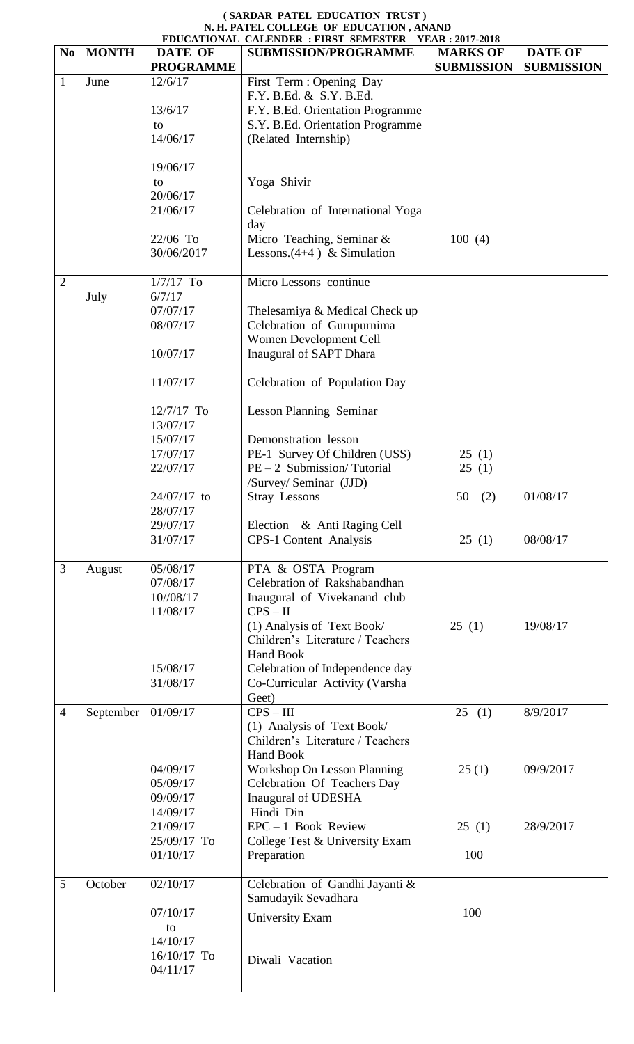**( SARDAR PATEL EDUCATION TRUST )**

**N. H. PATEL COLLEGE OF EDUCATION , ANAND**

**EDUCATIONAL CALENDER : FIRST SEMESTER YEAR : 2017-2018**

| No | MONTH | DATE OF PROGRAMME | SUBMISSION/PROGRAMME | MARKS OF SUBMISSION | DATE OF SUBMISSION |
|---|---|---|---|---|---|
| 1 | June | 12/6/17 | First Term : Opening Day F.Y. B.Ed. & S.Y. B.Ed. | | |
| | | 13/6/17 to 14/06/17 | F.Y. B.Ed. Orientation Programme S.Y. B.Ed. Orientation Programme (Related Internship) | | |
| | | 19/06/17 to 20/06/17 | Yoga Shivir | | |
| | | 21/06/17 | Celebration of International Yoga day | | |
| | | 22/06 To 30/06/2017 | Micro Teaching, Seminar & Lessons.(4+4 ) & Simulation | 100 (4) | |
| 2 | July | 1/7/17 To 6/7/17 | Micro Lessons continue | | |
| | | 07/07/17 | Thelesamiya & Medical Check up | | |
| | | 08/07/17 | Celebration of Gurupurnima Women Development Cell | | |
| | | 10/07/17 | Inaugural of SAPT Dhara | | |
| | | 11/07/17 | Celebration of Population Day | | |
| | | 12/7/17 To 13/07/17 | Lesson Planning Seminar | | |
| | | 15/07/17 | Demonstration lesson | | |
| | | 17/07/17 | PE-1 Survey Of Children (USS) | 25 (1) | |
| | | 22/07/17 | PE – 2 Submission/ Tutorial /Survey/ Seminar (JJD) | 25 (1) | |
| | | 24/07/17 to 28/07/17 | Stray Lessons | 50 (2) | 01/08/17 |
| | | 29/07/17 | Election & Anti Raging Cell | | |
| | | 31/07/17 | CPS-1 Content Analysis | 25 (1) | 08/08/17 |
| 3 | August | 05/08/17 | PTA & OSTA Program | | |
| | | 07/08/17 | Celebration of Rakshabandhan | | |
| | | 10//08/17 | Inaugural of Vivekanand club | | |
| | | 11/08/17 | CPS – II (1) Analysis of Text Book/ Children's Literature / Teachers Hand Book | 25 (1) | 19/08/17 |
| | | 15/08/17 | Celebration of Independence day | | |
| | | 31/08/17 | Co-Curricular Activity (Varsha Geet) | | |
| 4 | September | 01/09/17 | CPS – III (1) Analysis of Text Book/ Children's Literature / Teachers Hand Book | 25 (1) | 8/9/2017 |
| | | 04/09/17 | Workshop On Lesson Planning | 25 (1) | 09/9/2017 |
| | | 05/09/17 | Celebration Of Teachers Day | | |
| | | 09/09/17 | Inaugural of UDESHA | | |
| | | 14/09/17 | Hindi Din | | |
| | | 21/09/17 | EPC – 1 Book Review | 25 (1) | 28/9/2017 |
| | | 25/09/17 To 01/10/17 | College Test & University Exam Preparation | 100 | |
| 5 | October | 02/10/17 | Celebration of Gandhi Jayanti & Samudayik Sevadhara | | |
| | | 07/10/17 to 14/10/17 | University Exam | 100 | |
| | | 16/10/17 To 04/11/17 | Diwali Vacation | | |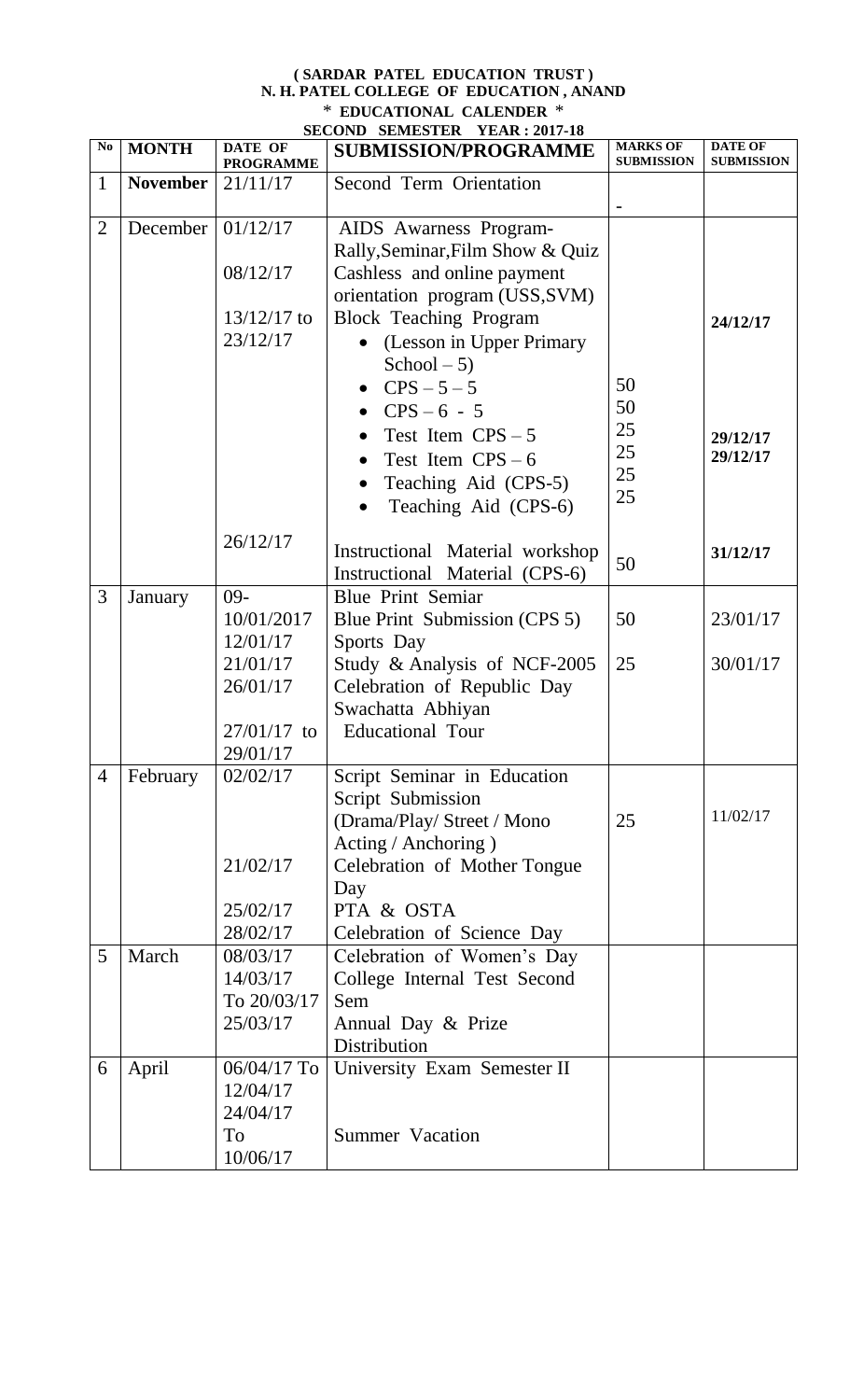**( SARDAR PATEL EDUCATION TRUST )**
**N. H. PATEL COLLEGE OF EDUCATION , ANAND**
**\* EDUCATIONAL CALENDER \***
**SECOND SEMESTER YEAR : 2017-18**

| No | MONTH | DATE OF PROGRAMME | SUBMISSION/PROGRAMME | MARKS OF SUBMISSION | DATE OF SUBMISSION |
|---|---|---|---|---|---|
| 1 | **November** | 21/11/17 | Second Term Orientation | - | |
| 2 | December | 01/12/17<br><br>08/12/17<br><br>13/12/17 to 23/12/17<br><br><br><br><br><br><br><br>26/12/17 | AIDS Awarness Program- Rally,Seminar,Film Show & Quiz<br>Cashless and online payment orientation program (USS,SVM)<br>Block Teaching Program<br>• (Lesson in Upper Primary School – 5)<br>• CPS – 5 – 5<br>• CPS – 6 - 5<br>• Test Item CPS – 5<br>• Test Item CPS – 6<br>• Teaching Aid (CPS-5)<br>• Teaching Aid (CPS-6)<br><br>Instructional Material workshop<br>Instructional Material (CPS-6) | <br><br><br><br><br><br>50<br>50<br>25<br>25<br>25<br>25<br><br>50 | **24/12/17**<br><br><br>**29/12/17**<br>**29/12/17**<br><br>**31/12/17** |
| 3 | January | 09-10/01/2017<br>12/01/17<br>21/01/17<br>26/01/17<br><br>27/01/17 to 29/01/17 | Blue Print Semiar<br>Blue Print Submission (CPS 5)<br>Sports Day<br>Study & Analysis of NCF-2005<br>Celebration of Republic Day<br>Swachatta Abhiyan<br>Educational Tour | <br>50<br><br>25 | <br>23/01/17<br><br>30/01/17 |
| 4 | February | 02/02/17<br><br><br><br>21/02/17<br><br>25/02/17<br>28/02/17 | Script Seminar in Education<br>Script Submission (Drama/Play/ Street / Mono Acting / Anchoring )<br>Celebration of Mother Tongue Day<br>PTA & OSTA<br>Celebration of Science Day | <br>25 | <br>11/02/17 |
| 5 | March | 08/03/17<br>14/03/17 To 20/03/17<br>25/03/17 | Celebration of Women's Day<br>College Internal Test Second Sem<br>Annual Day & Prize Distribution | | |
| 6 | April | 06/04/17 To 12/04/17<br>24/04/17 To 10/06/17 | University Exam Semester II<br><br>Summer Vacation | | |